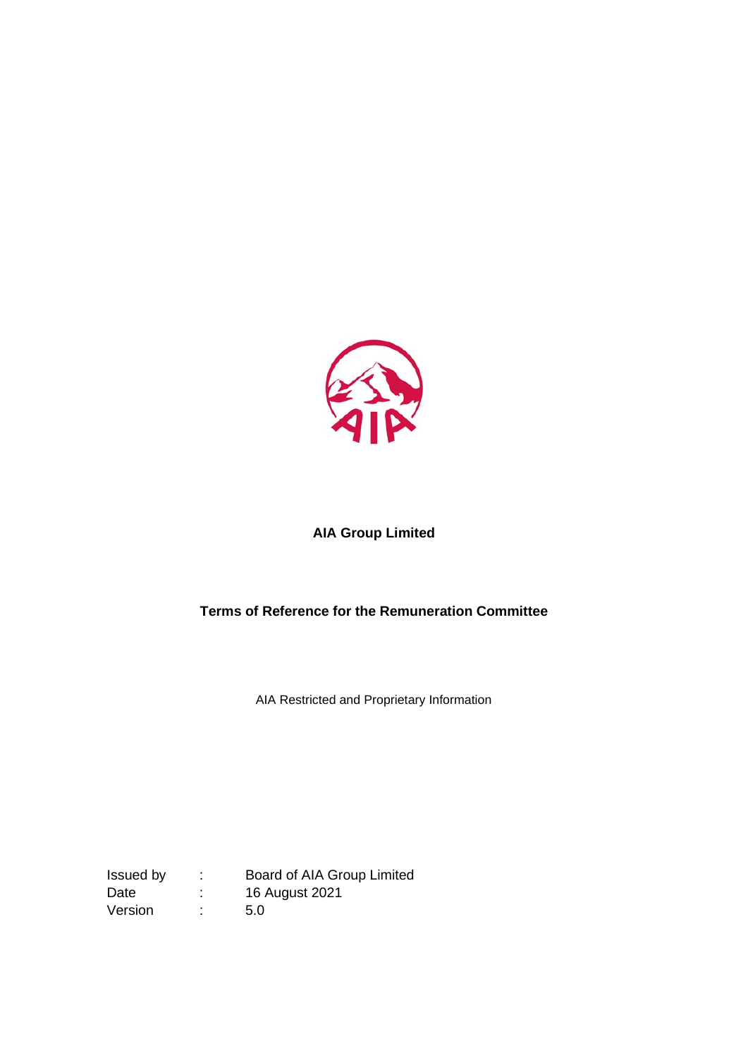**AIA Group Limited**

**Terms of Reference for the Remuneration Committee**

AIA Restricted and Proprietary Information

| | | |
|---|---|---|
| Issued by | : | Board of AIA Group Limited |
| Date | : | 16 August 2021 |
| Version | : | 5.0 |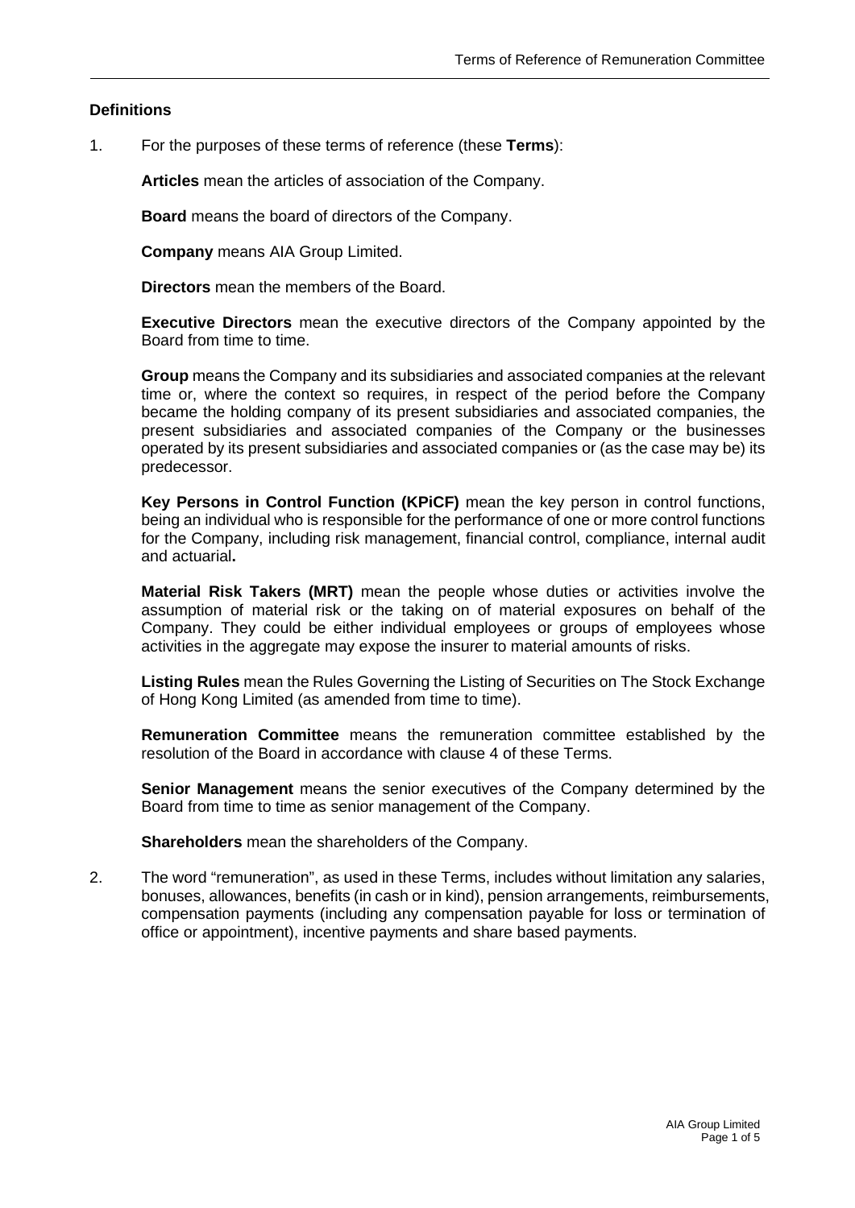## Definitions

1. For the purposes of these terms of reference (these **Terms**):

   **Articles** mean the articles of association of the Company.

   **Board** means the board of directors of the Company.

   **Company** means AIA Group Limited.

   **Directors** mean the members of the Board.

   **Executive Directors** mean the executive directors of the Company appointed by the Board from time to time.

   **Group** means the Company and its subsidiaries and associated companies at the relevant time or, where the context so requires, in respect of the period before the Company became the holding company of its present subsidiaries and associated companies, the present subsidiaries and associated companies of the Company or the businesses operated by its present subsidiaries and associated companies or (as the case may be) its predecessor.

   **Key Persons in Control Function (KPiCF)** mean the key person in control functions, being an individual who is responsible for the performance of one or more control functions for the Company, including risk management, financial control, compliance, internal audit and actuarial**.**

   **Material Risk Takers (MRT)** mean the people whose duties or activities involve the assumption of material risk or the taking on of material exposures on behalf of the Company. They could be either individual employees or groups of employees whose activities in the aggregate may expose the insurer to material amounts of risks.

   **Listing Rules** mean the Rules Governing the Listing of Securities on The Stock Exchange of Hong Kong Limited (as amended from time to time).

   **Remuneration Committee** means the remuneration committee established by the resolution of the Board in accordance with clause 4 of these Terms.

   **Senior Management** means the senior executives of the Company determined by the Board from time to time as senior management of the Company.

   **Shareholders** mean the shareholders of the Company.

2. The word "remuneration", as used in these Terms, includes without limitation any salaries, bonuses, allowances, benefits (in cash or in kind), pension arrangements, reimbursements, compensation payments (including any compensation payable for loss or termination of office or appointment), incentive payments and share based payments.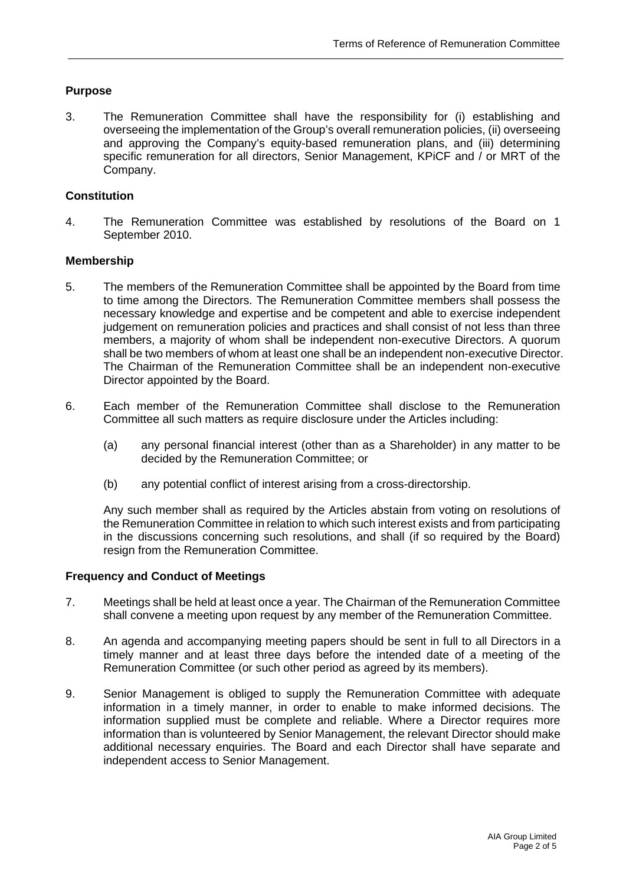## Purpose

3. The Remuneration Committee shall have the responsibility for (i) establishing and overseeing the implementation of the Group's overall remuneration policies, (ii) overseeing and approving the Company's equity-based remuneration plans, and (iii) determining specific remuneration for all directors, Senior Management, KPiCF and / or MRT of the Company.

## Constitution

4. The Remuneration Committee was established by resolutions of the Board on 1 September 2010.

## Membership

5. The members of the Remuneration Committee shall be appointed by the Board from time to time among the Directors. The Remuneration Committee members shall possess the necessary knowledge and expertise and be competent and able to exercise independent judgement on remuneration policies and practices and shall consist of not less than three members, a majority of whom shall be independent non-executive Directors. A quorum shall be two members of whom at least one shall be an independent non-executive Director. The Chairman of the Remuneration Committee shall be an independent non-executive Director appointed by the Board.

6. Each member of the Remuneration Committee shall disclose to the Remuneration Committee all such matters as require disclosure under the Articles including:

   (a) any personal financial interest (other than as a Shareholder) in any matter to be decided by the Remuneration Committee; or

   (b) any potential conflict of interest arising from a cross-directorship.

   Any such member shall as required by the Articles abstain from voting on resolutions of the Remuneration Committee in relation to which such interest exists and from participating in the discussions concerning such resolutions, and shall (if so required by the Board) resign from the Remuneration Committee.

## Frequency and Conduct of Meetings

7. Meetings shall be held at least once a year. The Chairman of the Remuneration Committee shall convene a meeting upon request by any member of the Remuneration Committee.

8. An agenda and accompanying meeting papers should be sent in full to all Directors in a timely manner and at least three days before the intended date of a meeting of the Remuneration Committee (or such other period as agreed by its members).

9. Senior Management is obliged to supply the Remuneration Committee with adequate information in a timely manner, in order to enable to make informed decisions. The information supplied must be complete and reliable. Where a Director requires more information than is volunteered by Senior Management, the relevant Director should make additional necessary enquiries. The Board and each Director shall have separate and independent access to Senior Management.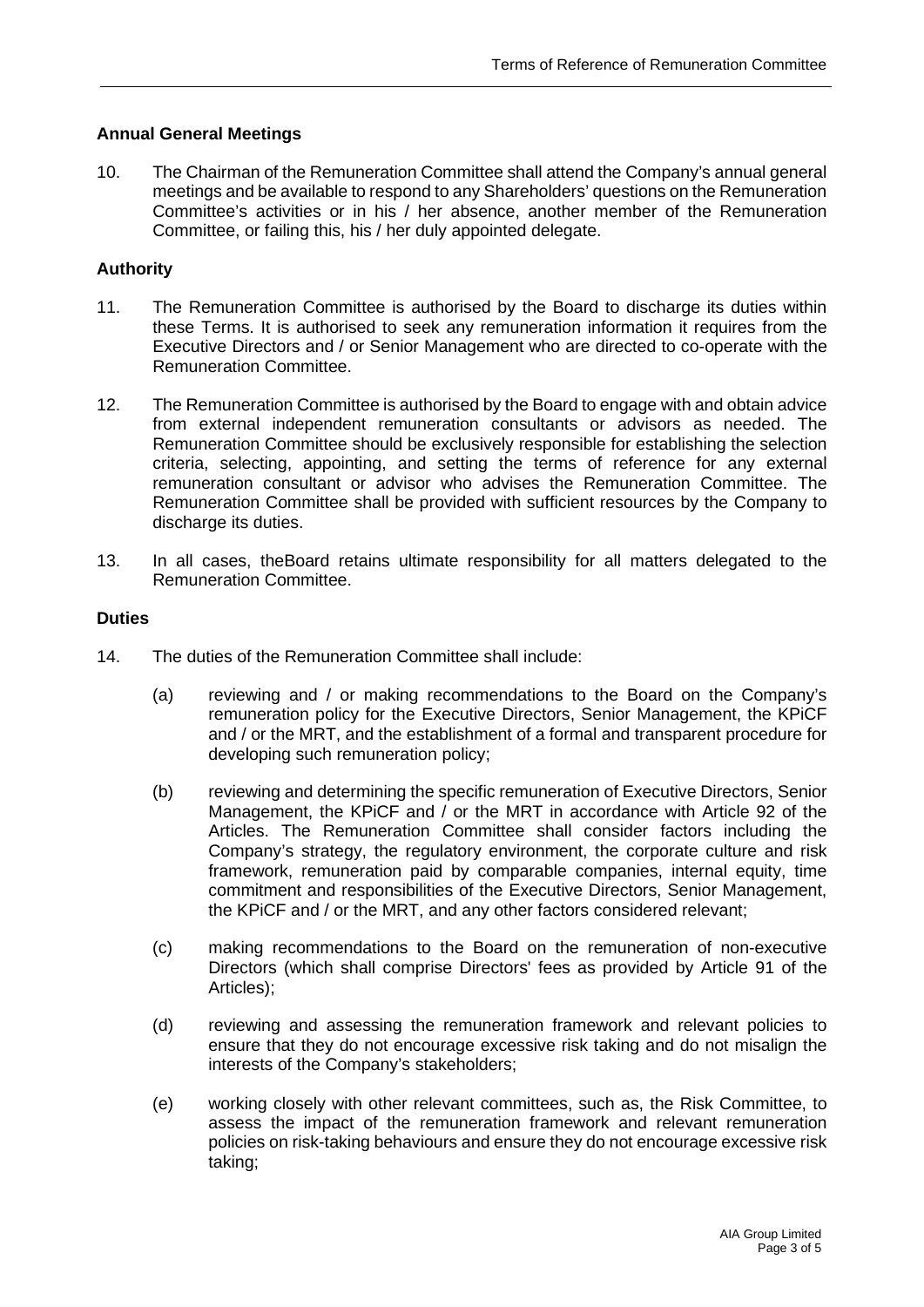## Annual General Meetings

10. The Chairman of the Remuneration Committee shall attend the Company's annual general meetings and be available to respond to any Shareholders' questions on the Remuneration Committee's activities or in his / her absence, another member of the Remuneration Committee, or failing this, his / her duly appointed delegate.

## Authority

11. The Remuneration Committee is authorised by the Board to discharge its duties within these Terms. It is authorised to seek any remuneration information it requires from the Executive Directors and / or Senior Management who are directed to co-operate with the Remuneration Committee.

12. The Remuneration Committee is authorised by the Board to engage with and obtain advice from external independent remuneration consultants or advisors as needed. The Remuneration Committee should be exclusively responsible for establishing the selection criteria, selecting, appointing, and setting the terms of reference for any external remuneration consultant or advisor who advises the Remuneration Committee. The Remuneration Committee shall be provided with sufficient resources by the Company to discharge its duties.

13. In all cases, theBoard retains ultimate responsibility for all matters delegated to the Remuneration Committee.

## Duties

14. The duties of the Remuneration Committee shall include:

    (a) reviewing and / or making recommendations to the Board on the Company's remuneration policy for the Executive Directors, Senior Management, the KPiCF and / or the MRT, and the establishment of a formal and transparent procedure for developing such remuneration policy;

    (b) reviewing and determining the specific remuneration of Executive Directors, Senior Management, the KPiCF and / or the MRT in accordance with Article 92 of the Articles. The Remuneration Committee shall consider factors including the Company's strategy, the regulatory environment, the corporate culture and risk framework, remuneration paid by comparable companies, internal equity, time commitment and responsibilities of the Executive Directors, Senior Management, the KPiCF and / or the MRT, and any other factors considered relevant;

    (c) making recommendations to the Board on the remuneration of non-executive Directors (which shall comprise Directors' fees as provided by Article 91 of the Articles);

    (d) reviewing and assessing the remuneration framework and relevant policies to ensure that they do not encourage excessive risk taking and do not misalign the interests of the Company's stakeholders;

    (e) working closely with other relevant committees, such as, the Risk Committee, to assess the impact of the remuneration framework and relevant remuneration policies on risk-taking behaviours and ensure they do not encourage excessive risk taking;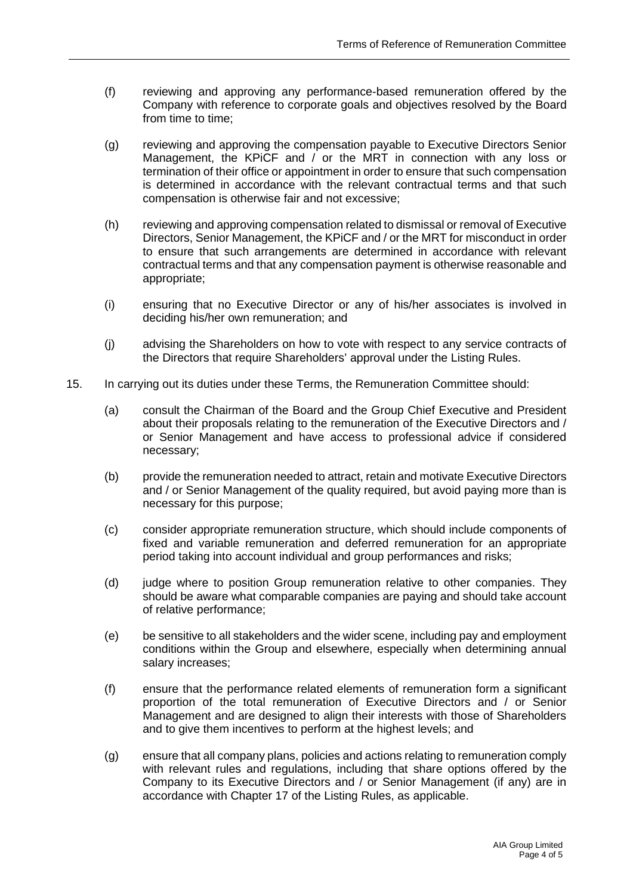(f) reviewing and approving any performance-based remuneration offered by the Company with reference to corporate goals and objectives resolved by the Board from time to time;

(g) reviewing and approving the compensation payable to Executive Directors Senior Management, the KPiCF and / or the MRT in connection with any loss or termination of their office or appointment in order to ensure that such compensation is determined in accordance with the relevant contractual terms and that such compensation is otherwise fair and not excessive;

(h) reviewing and approving compensation related to dismissal or removal of Executive Directors, Senior Management, the KPiCF and / or the MRT for misconduct in order to ensure that such arrangements are determined in accordance with relevant contractual terms and that any compensation payment is otherwise reasonable and appropriate;

(i) ensuring that no Executive Director or any of his/her associates is involved in deciding his/her own remuneration; and

(j) advising the Shareholders on how to vote with respect to any service contracts of the Directors that require Shareholders' approval under the Listing Rules.

15. In carrying out its duties under these Terms, the Remuneration Committee should:

(a) consult the Chairman of the Board and the Group Chief Executive and President about their proposals relating to the remuneration of the Executive Directors and / or Senior Management and have access to professional advice if considered necessary;

(b) provide the remuneration needed to attract, retain and motivate Executive Directors and / or Senior Management of the quality required, but avoid paying more than is necessary for this purpose;

(c) consider appropriate remuneration structure, which should include components of fixed and variable remuneration and deferred remuneration for an appropriate period taking into account individual and group performances and risks;

(d) judge where to position Group remuneration relative to other companies. They should be aware what comparable companies are paying and should take account of relative performance;

(e) be sensitive to all stakeholders and the wider scene, including pay and employment conditions within the Group and elsewhere, especially when determining annual salary increases;

(f) ensure that the performance related elements of remuneration form a significant proportion of the total remuneration of Executive Directors and / or Senior Management and are designed to align their interests with those of Shareholders and to give them incentives to perform at the highest levels; and

(g) ensure that all company plans, policies and actions relating to remuneration comply with relevant rules and regulations, including that share options offered by the Company to its Executive Directors and / or Senior Management (if any) are in accordance with Chapter 17 of the Listing Rules, as applicable.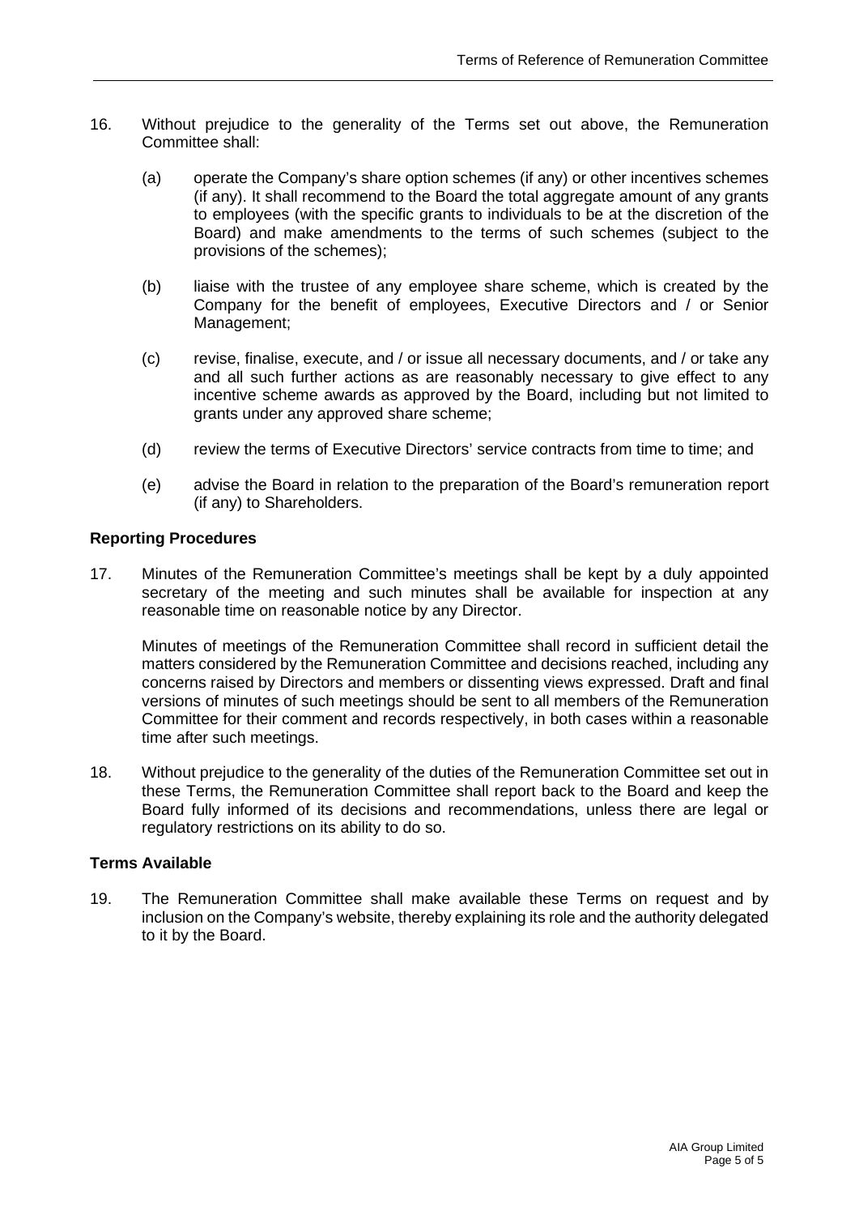16. Without prejudice to the generality of the Terms set out above, the Remuneration Committee shall:

    (a) operate the Company's share option schemes (if any) or other incentives schemes (if any). It shall recommend to the Board the total aggregate amount of any grants to employees (with the specific grants to individuals to be at the discretion of the Board) and make amendments to the terms of such schemes (subject to the provisions of the schemes);

    (b) liaise with the trustee of any employee share scheme, which is created by the Company for the benefit of employees, Executive Directors and / or Senior Management;

    (c) revise, finalise, execute, and / or issue all necessary documents, and / or take any and all such further actions as are reasonably necessary to give effect to any incentive scheme awards as approved by the Board, including but not limited to grants under any approved share scheme;

    (d) review the terms of Executive Directors' service contracts from time to time; and

    (e) advise the Board in relation to the preparation of the Board's remuneration report (if any) to Shareholders.

**Reporting Procedures**

17. Minutes of the Remuneration Committee's meetings shall be kept by a duly appointed secretary of the meeting and such minutes shall be available for inspection at any reasonable time on reasonable notice by any Director.

    Minutes of meetings of the Remuneration Committee shall record in sufficient detail the matters considered by the Remuneration Committee and decisions reached, including any concerns raised by Directors and members or dissenting views expressed. Draft and final versions of minutes of such meetings should be sent to all members of the Remuneration Committee for their comment and records respectively, in both cases within a reasonable time after such meetings.

18. Without prejudice to the generality of the duties of the Remuneration Committee set out in these Terms, the Remuneration Committee shall report back to the Board and keep the Board fully informed of its decisions and recommendations, unless there are legal or regulatory restrictions on its ability to do so.

**Terms Available**

19. The Remuneration Committee shall make available these Terms on request and by inclusion on the Company's website, thereby explaining its role and the authority delegated to it by the Board.